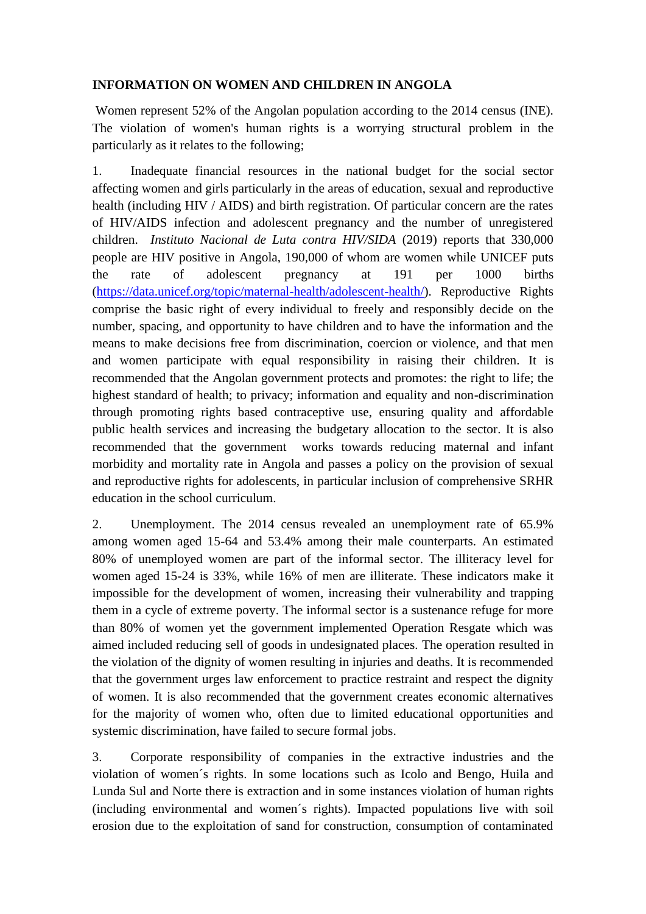**INFORMATION ON WOMEN AND CHILDREN IN ANGOLA**

Women represent 52% of the Angolan population according to the 2014 census (INE). The violation of women's human rights is a worrying structural problem in the particularly as it relates to the following;

1. Inadequate financial resources in the national budget for the social sector affecting women and girls particularly in the areas of education, sexual and reproductive health (including HIV / AIDS) and birth registration. Of particular concern are the rates of HIV/AIDS infection and adolescent pregnancy and the number of unregistered children. *Instituto Nacional de Luta contra HIV/SIDA* (2019) reports that 330,000 people are HIV positive in Angola, 190,000 of whom are women while UNICEF puts the rate of adolescent pregnancy at 191 per 1000 births (https://data.unicef.org/topic/maternal-health/adolescent-health/). Reproductive Rights comprise the basic right of every individual to freely and responsibly decide on the number, spacing, and opportunity to have children and to have the information and the means to make decisions free from discrimination, coercion or violence, and that men and women participate with equal responsibility in raising their children. It is recommended that the Angolan government protects and promotes: the right to life; the highest standard of health; to privacy; information and equality and non-discrimination through promoting rights based contraceptive use, ensuring quality and affordable public health services and increasing the budgetary allocation to the sector. It is also recommended that the government works towards reducing maternal and infant morbidity and mortality rate in Angola and passes a policy on the provision of sexual and reproductive rights for adolescents, in particular inclusion of comprehensive SRHR education in the school curriculum.

2. Unemployment. The 2014 census revealed an unemployment rate of 65.9% among women aged 15-64 and 53.4% among their male counterparts. An estimated 80% of unemployed women are part of the informal sector. The illiteracy level for women aged 15-24 is 33%, while 16% of men are illiterate. These indicators make it impossible for the development of women, increasing their vulnerability and trapping them in a cycle of extreme poverty. The informal sector is a sustenance refuge for more than 80% of women yet the government implemented Operation Resgate which was aimed included reducing sell of goods in undesignated places. The operation resulted in the violation of the dignity of women resulting in injuries and deaths. It is recommended that the government urges law enforcement to practice restraint and respect the dignity of women. It is also recommended that the government creates economic alternatives for the majority of women who, often due to limited educational opportunities and systemic discrimination, have failed to secure formal jobs.

3. Corporate responsibility of companies in the extractive industries and the violation of women´s rights. In some locations such as Icolo and Bengo, Huila and Lunda Sul and Norte there is extraction and in some instances violation of human rights (including environmental and women´s rights). Impacted populations live with soil erosion due to the exploitation of sand for construction, consumption of contaminated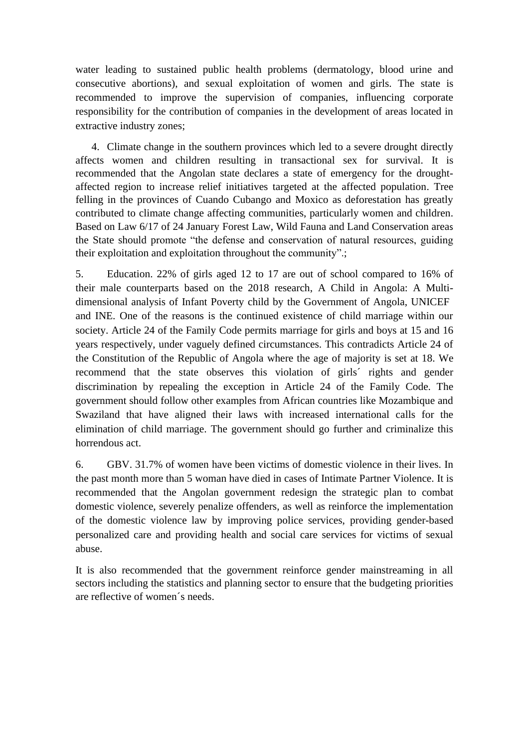water leading to sustained public health problems (dermatology, blood urine and consecutive abortions), and sexual exploitation of women and girls. The state is recommended to improve the supervision of companies, influencing corporate responsibility for the contribution of companies in the development of areas located in extractive industry zones;

4. Climate change in the southern provinces which led to a severe drought directly affects women and children resulting in transactional sex for survival. It is recommended that the Angolan state declares a state of emergency for the drought-affected region to increase relief initiatives targeted at the affected population. Tree felling in the provinces of Cuando Cubango and Moxico as deforestation has greatly contributed to climate change affecting communities, particularly women and children. Based on Law 6/17 of 24 January Forest Law, Wild Fauna and Land Conservation areas the State should promote "the defense and conservation of natural resources, guiding their exploitation and exploitation throughout the community".;

5. Education. 22% of girls aged 12 to 17 are out of school compared to 16% of their male counterparts based on the 2018 research, A Child in Angola: A Multi-dimensional analysis of Infant Poverty child by the Government of Angola, UNICEF and INE. One of the reasons is the continued existence of child marriage within our society. Article 24 of the Family Code permits marriage for girls and boys at 15 and 16 years respectively, under vaguely defined circumstances. This contradicts Article 24 of the Constitution of the Republic of Angola where the age of majority is set at 18. We recommend that the state observes this violation of girls´ rights and gender discrimination by repealing the exception in Article 24 of the Family Code. The government should follow other examples from African countries like Mozambique and Swaziland that have aligned their laws with increased international calls for the elimination of child marriage. The government should go further and criminalize this horrendous act.

6. GBV. 31.7% of women have been victims of domestic violence in their lives. In the past month more than 5 woman have died in cases of Intimate Partner Violence. It is recommended that the Angolan government redesign the strategic plan to combat domestic violence, severely penalize offenders, as well as reinforce the implementation of the domestic violence law by improving police services, providing gender-based personalized care and providing health and social care services for victims of sexual abuse.

It is also recommended that the government reinforce gender mainstreaming in all sectors including the statistics and planning sector to ensure that the budgeting priorities are reflective of women´s needs.